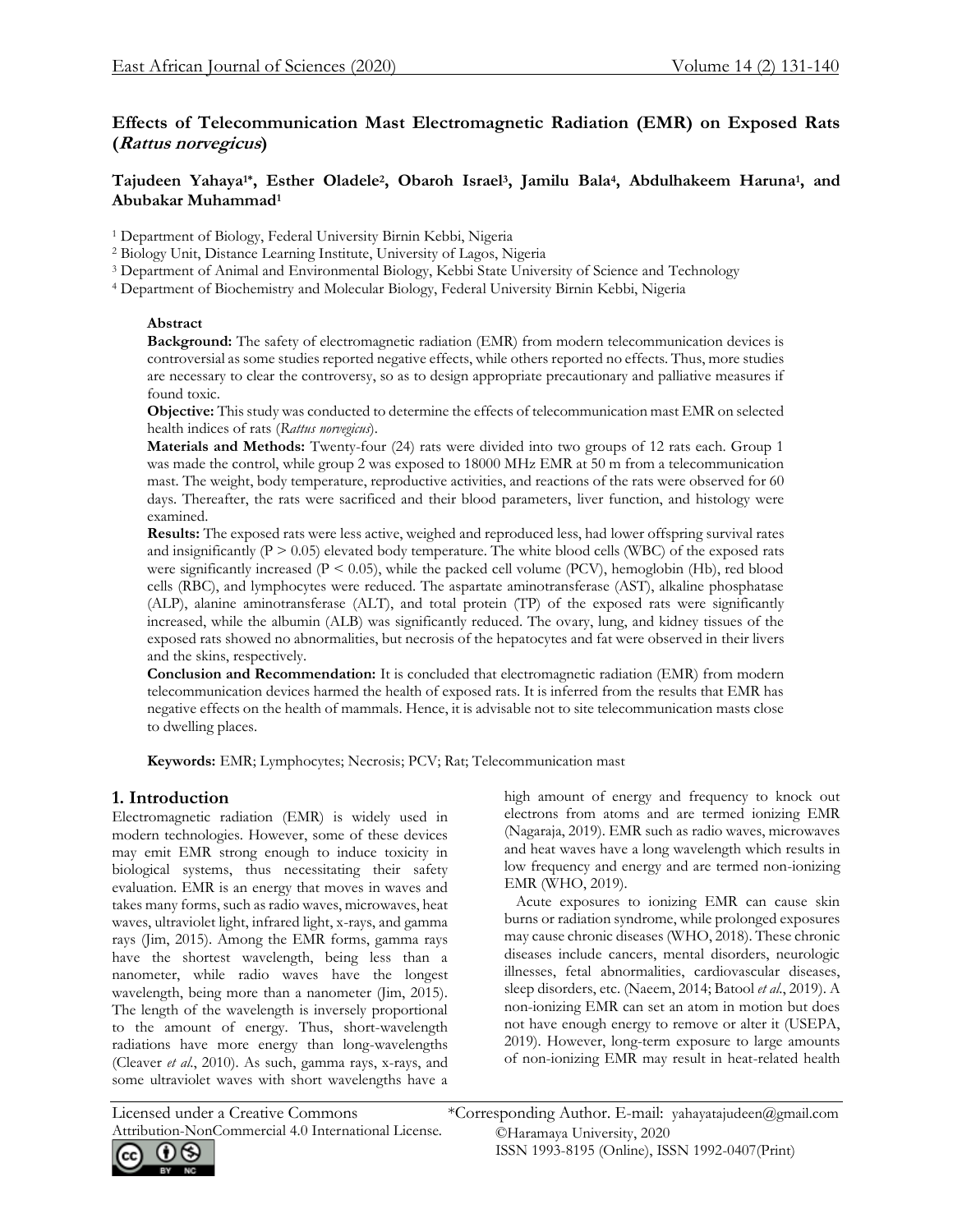# Effects of Telecommunication Mast Electromagnetic Radiation (EMR) on Exposed Rats (*Rattus norvegicus*)

**Tajudeen Yahaya[1]\*, Esther Oladele[2], Obaroh Israel[3], Jamilu Bala[4], Abdulhakeem Haruna[1], and Abubakar Muhammad[1]**

[1] Department of Biology, Federal University Birnin Kebbi, Nigeria
[2] Biology Unit, Distance Learning Institute, University of Lagos, Nigeria
[3] Department of Animal and Environmental Biology, Kebbi State University of Science and Technology
[4] Department of Biochemistry and Molecular Biology, Federal University Birnin Kebbi, Nigeria

### Abstract

**Background:** The safety of electromagnetic radiation (EMR) from modern telecommunication devices is controversial as some studies reported negative effects, while others reported no effects. Thus, more studies are necessary to clear the controversy, so as to design appropriate precautionary and palliative measures if found toxic.

**Objective:** This study was conducted to determine the effects of telecommunication mast EMR on selected health indices of rats (*Rattus norvegicus*).

**Materials and Methods:** Twenty-four (24) rats were divided into two groups of 12 rats each. Group 1 was made the control, while group 2 was exposed to 18000 MHz EMR at 50 m from a telecommunication mast. The weight, body temperature, reproductive activities, and reactions of the rats were observed for 60 days. Thereafter, the rats were sacrificed and their blood parameters, liver function, and histology were examined.

**Results:** The exposed rats were less active, weighed and reproduced less, had lower offspring survival rates and insignificantly ($P > 0.05$) elevated body temperature. The white blood cells (WBC) of the exposed rats were significantly increased ($P < 0.05$), while the packed cell volume (PCV), hemoglobin (Hb), red blood cells (RBC), and lymphocytes were reduced. The aspartate aminotransferase (AST), alkaline phosphatase (ALP), alanine aminotransferase (ALT), and total protein (TP) of the exposed rats were significantly increased, while the albumin (ALB) was significantly reduced. The ovary, lung, and kidney tissues of the exposed rats showed no abnormalities, but necrosis of the hepatocytes and fat were observed in their livers and the skins, respectively.

**Conclusion and Recommendation:** It is concluded that electromagnetic radiation (EMR) from modern telecommunication devices harmed the health of exposed rats. It is inferred from the results that EMR has negative effects on the health of mammals. Hence, it is advisable not to site telecommunication masts close to dwelling places.

**Keywords:** EMR; Lymphocytes; Necrosis; PCV; Rat; Telecommunication mast

## 1. Introduction

Electromagnetic radiation (EMR) is widely used in modern technologies. However, some of these devices may emit EMR strong enough to induce toxicity in biological systems, thus necessitating their safety evaluation. EMR is an energy that moves in waves and takes many forms, such as radio waves, microwaves, heat waves, ultraviolet light, infrared light, x-rays, and gamma rays (Jim, 2015). Among the EMR forms, gamma rays have the shortest wavelength, being less than a nanometer, while radio waves have the longest wavelength, being more than a nanometer (Jim, 2015). The length of the wavelength is inversely proportional to the amount of energy. Thus, short-wavelength radiations have more energy than long-wavelengths (Cleaver *et al*., 2010). As such, gamma rays, x-rays, and some ultraviolet waves with short wavelengths have a high amount of energy and frequency to knock out electrons from atoms and are termed ionizing EMR (Nagaraja, 2019). EMR such as radio waves, microwaves and heat waves have a long wavelength which results in low frequency and energy and are termed non-ionizing EMR (WHO, 2019).

Acute exposures to ionizing EMR can cause skin burns or radiation syndrome, while prolonged exposures may cause chronic diseases (WHO, 2018). These chronic diseases include cancers, mental disorders, neurologic illnesses, fetal abnormalities, cardiovascular diseases, sleep disorders, etc. (Naeem, 2014; Batool *et al*., 2019). A non-ionizing EMR can set an atom in motion but does not have enough energy to remove or alter it (USEPA, 2019). However, long-term exposure to large amounts of non-ionizing EMR may result in heat-related health

Licensed under a Creative Commons Attribution-NonCommercial 4.0 International License.

\*Corresponding Author. E-mail: yahayatajudeen@gmail.com
©Haramaya University, 2020
ISSN 1993-8195 (Online), ISSN 1992-0407(Print)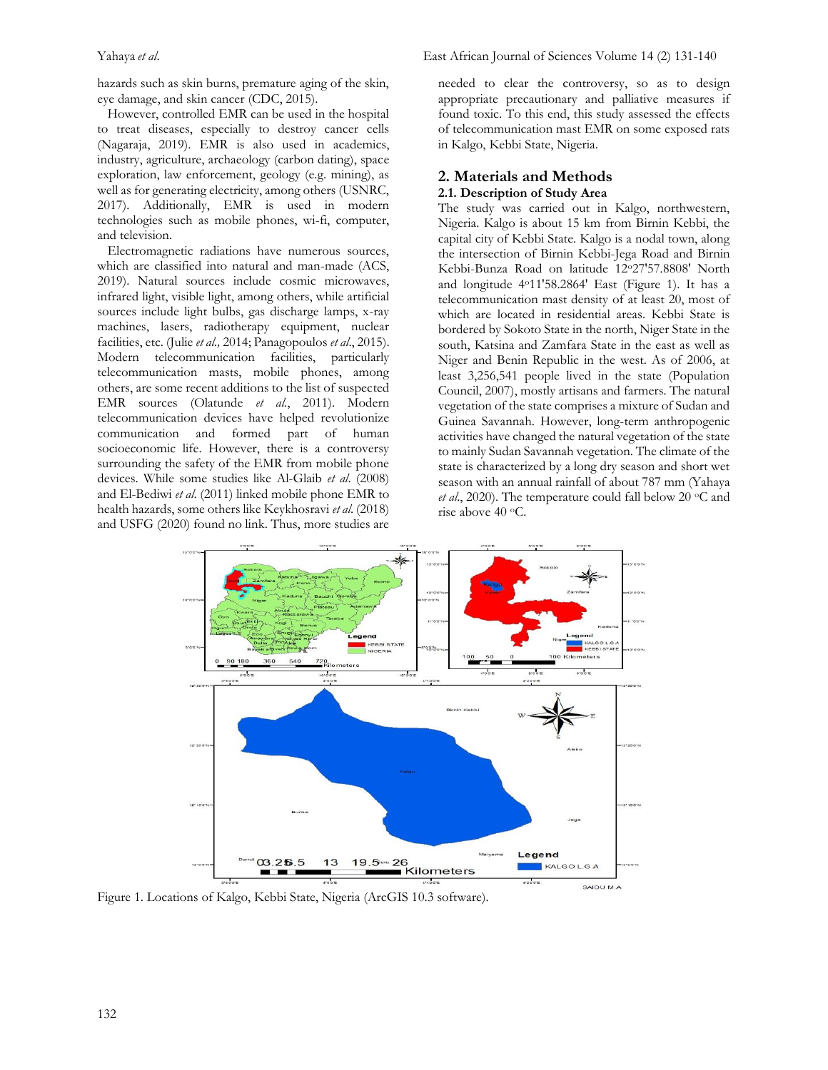hazards such as skin burns, premature aging of the skin, eye damage, and skin cancer (CDC, 2015).

However, controlled EMR can be used in the hospital to treat diseases, especially to destroy cancer cells (Nagaraja, 2019). EMR is also used in academics, industry, agriculture, archaeology (carbon dating), space exploration, law enforcement, geology (e.g. mining), as well as for generating electricity, among others (USNRC, 2017). Additionally, EMR is used in modern technologies such as mobile phones, wi-fi, computer, and television.

Electromagnetic radiations have numerous sources, which are classified into natural and man-made (ACS, 2019). Natural sources include cosmic microwaves, infrared light, visible light, among others, while artificial sources include light bulbs, gas discharge lamps, x-ray machines, lasers, radiotherapy equipment, nuclear facilities, etc. (Julie *et al.,* 2014; Panagopoulos *et al*., 2015). Modern telecommunication facilities, particularly telecommunication masts, mobile phones, among others, are some recent additions to the list of suspected EMR sources (Olatunde *et al*., 2011). Modern telecommunication devices have helped revolutionize communication and formed part of human socioeconomic life. However, there is a controversy surrounding the safety of the EMR from mobile phone devices. While some studies like Al-Glaib *et al.* (2008) and El-Bediwi *et al.* (2011) linked mobile phone EMR to health hazards, some others like Keykhosravi *et al.* (2018) and USFG (2020) found no link. Thus, more studies are needed to clear the controversy, so as to design appropriate precautionary and palliative measures if found toxic. To this end, this study assessed the effects of telecommunication mast EMR on some exposed rats in Kalgo, Kebbi State, Nigeria.

## 2. Materials and Methods

### 2.1. Description of Study Area

The study was carried out in Kalgo, northwestern, Nigeria. Kalgo is about 15 km from Birnin Kebbi, the capital city of Kebbi State. Kalgo is a nodal town, along the intersection of Birnin Kebbi-Jega Road and Birnin Kebbi-Bunza Road on latitude 12°27'57.8808' North and longitude 4°11'58.2864' East (Figure 1). It has a telecommunication mast density of at least 20, most of which are located in residential areas. Kebbi State is bordered by Sokoto State in the north, Niger State in the south, Katsina and Zamfara State in the east as well as Niger and Benin Republic in the west. As of 2006, at least 3,256,541 people lived in the state (Population Council, 2007), mostly artisans and farmers. The natural vegetation of the state comprises a mixture of Sudan and Guinea Savannah. However, long-term anthropogenic activities have changed the natural vegetation of the state to mainly Sudan Savannah vegetation. The climate of the state is characterized by a long dry season and short wet season with an annual rainfall of about 787 mm (Yahaya *et al*., 2020). The temperature could fall below 20 °C and rise above 40 °C.

Figure 1. Locations of Kalgo, Kebbi State, Nigeria (ArcGIS 10.3 software).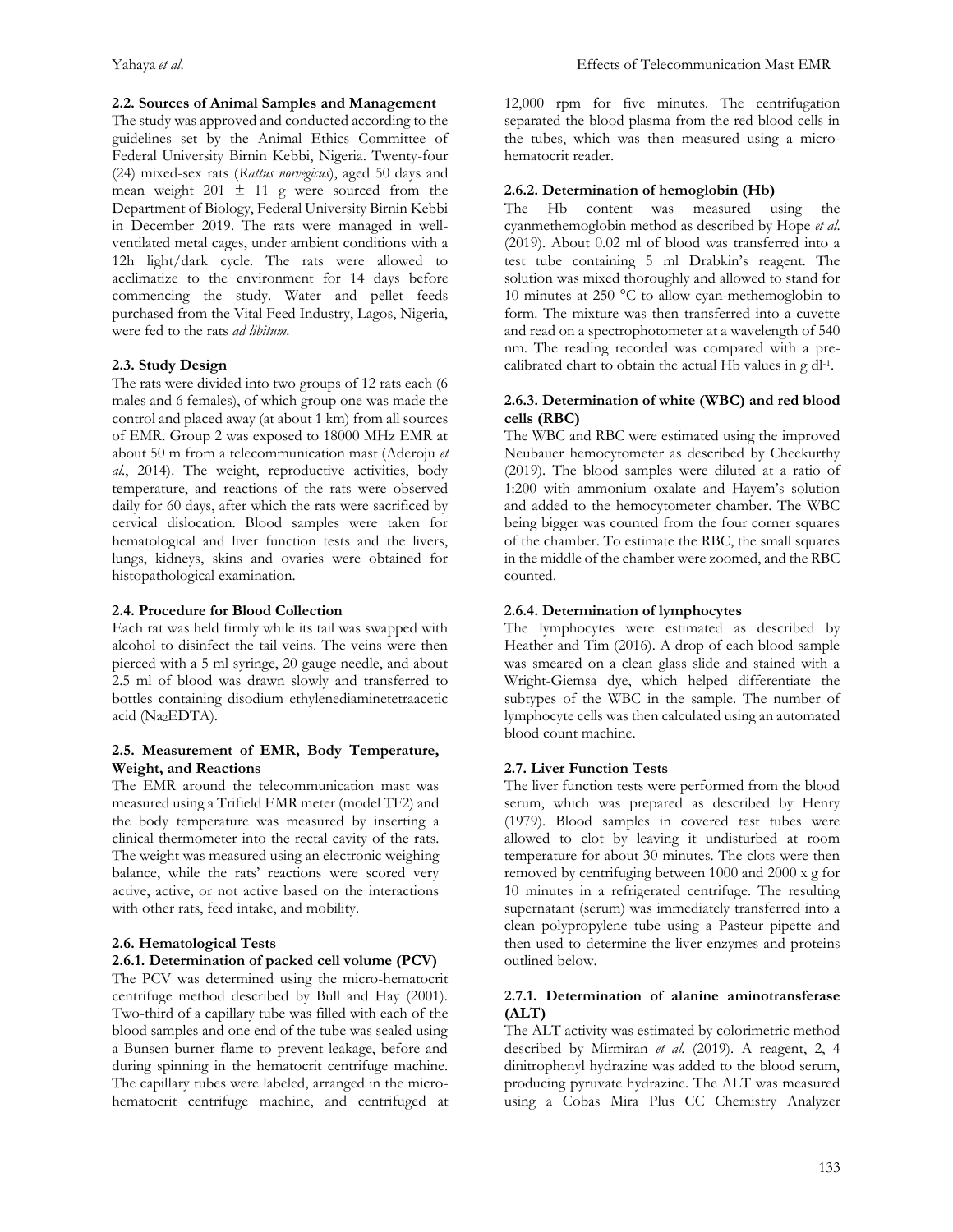### 2.2. Sources of Animal Samples and Management

The study was approved and conducted according to the guidelines set by the Animal Ethics Committee of Federal University Birnin Kebbi, Nigeria. Twenty-four (24) mixed-sex rats (*Rattus norvegicus*), aged 50 days and mean weight 201 ± 11 g were sourced from the Department of Biology, Federal University Birnin Kebbi in December 2019. The rats were managed in well-ventilated metal cages, under ambient conditions with a 12h light/dark cycle. The rats were allowed to acclimatize to the environment for 14 days before commencing the study. Water and pellet feeds purchased from the Vital Feed Industry, Lagos, Nigeria, were fed to the rats *ad libitum*.

### 2.3. Study Design

The rats were divided into two groups of 12 rats each (6 males and 6 females), of which group one was made the control and placed away (at about 1 km) from all sources of EMR. Group 2 was exposed to 18000 MHz EMR at about 50 m from a telecommunication mast (Aderoju *et al*., 2014). The weight, reproductive activities, body temperature, and reactions of the rats were observed daily for 60 days, after which the rats were sacrificed by cervical dislocation. Blood samples were taken for hematological and liver function tests and the livers, lungs, kidneys, skins and ovaries were obtained for histopathological examination.

### 2.4. Procedure for Blood Collection

Each rat was held firmly while its tail was swapped with alcohol to disinfect the tail veins. The veins were then pierced with a 5 ml syringe, 20 gauge needle, and about 2.5 ml of blood was drawn slowly and transferred to bottles containing disodium ethylenediaminetetraacetic acid ($Na_2EDTA$).

### 2.5. Measurement of EMR, Body Temperature, Weight, and Reactions

The EMR around the telecommunication mast was measured using a Trifield EMR meter (model TF2) and the body temperature was measured by inserting a clinical thermometer into the rectal cavity of the rats. The weight was measured using an electronic weighing balance, while the rats' reactions were scored very active, active, or not active based on the interactions with other rats, feed intake, and mobility.

### 2.6. Hematological Tests

#### 2.6.1. Determination of packed cell volume (PCV)

The PCV was determined using the micro-hematocrit centrifuge method described by Bull and Hay (2001). Two-third of a capillary tube was filled with each of the blood samples and one end of the tube was sealed using a Bunsen burner flame to prevent leakage, before and during spinning in the hematocrit centrifuge machine. The capillary tubes were labeled, arranged in the micro-hematocrit centrifuge machine, and centrifuged at 12,000 rpm for five minutes. The centrifugation separated the blood plasma from the red blood cells in the tubes, which was then measured using a micro-hematocrit reader.

#### 2.6.2. Determination of hemoglobin (Hb)

The Hb content was measured using the cyanmethemoglobin method as described by Hope *et al.* (2019). About 0.02 ml of blood was transferred into a test tube containing 5 ml Drabkin's reagent. The solution was mixed thoroughly and allowed to stand for 10 minutes at 250 °C to allow cyan-methemoglobin to form. The mixture was then transferred into a cuvette and read on a spectrophotometer at a wavelength of 540 nm. The reading recorded was compared with a pre-calibrated chart to obtain the actual Hb values in g $dl^{-1}$.

#### 2.6.3. Determination of white (WBC) and red blood cells (RBC)

The WBC and RBC were estimated using the improved Neubauer hemocytometer as described by Cheekurthy (2019). The blood samples were diluted at a ratio of 1:200 with ammonium oxalate and Hayem's solution and added to the hemocytometer chamber. The WBC being bigger was counted from the four corner squares of the chamber. To estimate the RBC, the small squares in the middle of the chamber were zoomed, and the RBC counted.

#### 2.6.4. Determination of lymphocytes

The lymphocytes were estimated as described by Heather and Tim (2016). A drop of each blood sample was smeared on a clean glass slide and stained with a Wright-Giemsa dye, which helped differentiate the subtypes of the WBC in the sample. The number of lymphocyte cells was then calculated using an automated blood count machine.

### 2.7. Liver Function Tests

The liver function tests were performed from the blood serum, which was prepared as described by Henry (1979). Blood samples in covered test tubes were allowed to clot by leaving it undisturbed at room temperature for about 30 minutes. The clots were then removed by centrifuging between 1000 and 2000 x g for 10 minutes in a refrigerated centrifuge. The resulting supernatant (serum) was immediately transferred into a clean polypropylene tube using a Pasteur pipette and then used to determine the liver enzymes and proteins outlined below.

#### 2.7.1. Determination of alanine aminotransferase (ALT)

The ALT activity was estimated by colorimetric method described by Mirmiran *et al.* (2019). A reagent, 2, 4 dinitrophenyl hydrazine was added to the blood serum, producing pyruvate hydrazine. The ALT was measured using a Cobas Mira Plus CC Chemistry Analyzer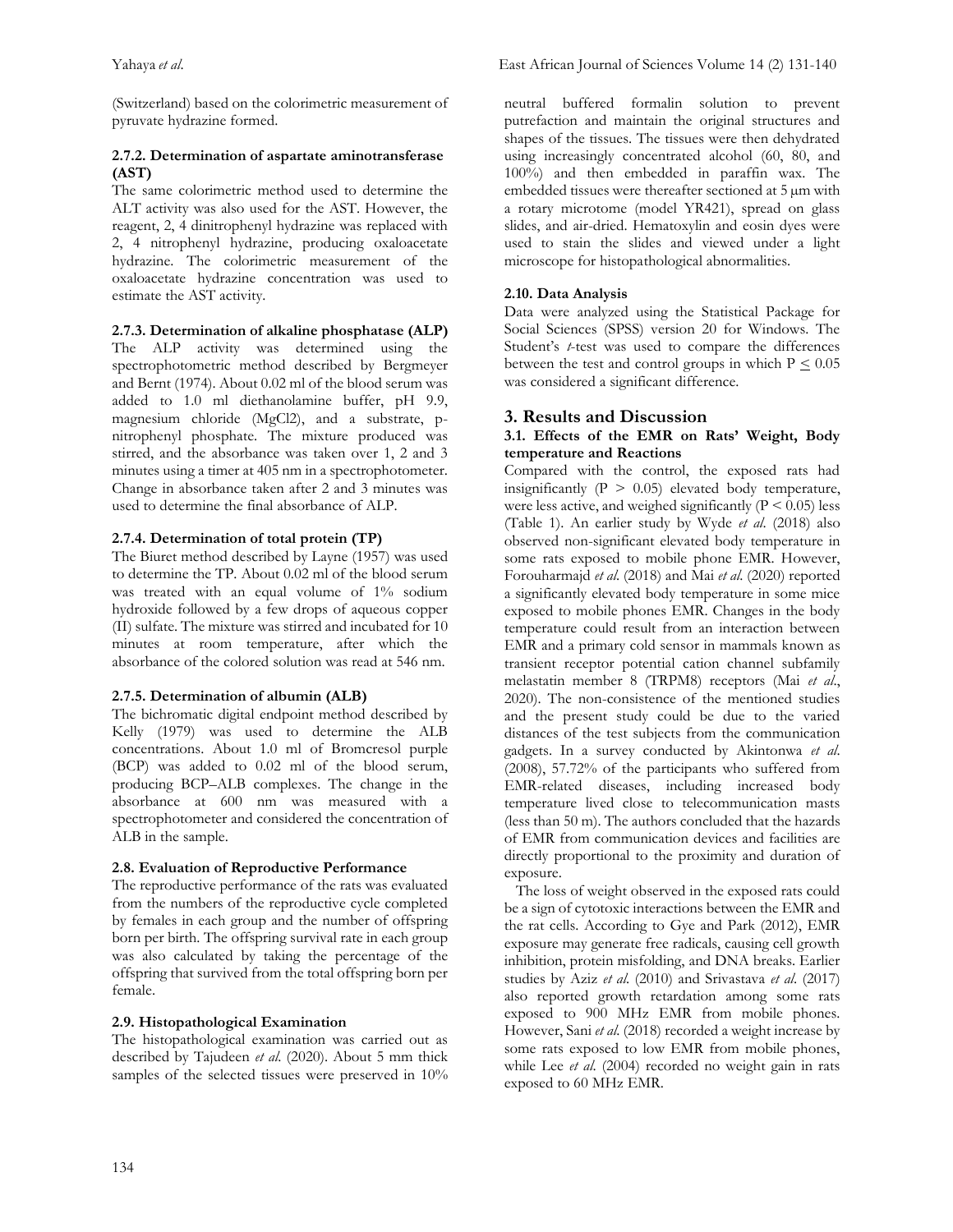(Switzerland) based on the colorimetric measurement of pyruvate hydrazine formed.

#### 2.7.2. Determination of aspartate aminotransferase (AST)

The same colorimetric method used to determine the ALT activity was also used for the AST. However, the reagent, 2, 4 dinitrophenyl hydrazine was replaced with 2, 4 nitrophenyl hydrazine, producing oxaloacetate hydrazine. The colorimetric measurement of the oxaloacetate hydrazine concentration was used to estimate the AST activity.

#### 2.7.3. Determination of alkaline phosphatase (ALP)

The ALP activity was determined using the spectrophotometric method described by Bergmeyer and Bernt (1974). About 0.02 ml of the blood serum was added to 1.0 ml diethanolamine buffer, pH 9.9, magnesium chloride ($MgCl_2$), and a substrate, p-nitrophenyl phosphate. The mixture produced was stirred, and the absorbance was taken over 1, 2 and 3 minutes using a timer at 405 nm in a spectrophotometer. Change in absorbance taken after 2 and 3 minutes was used to determine the final absorbance of ALP.

#### 2.7.4. Determination of total protein (TP)

The Biuret method described by Layne (1957) was used to determine the TP. About 0.02 ml of the blood serum was treated with an equal volume of 1% sodium hydroxide followed by a few drops of aqueous copper (II) sulfate. The mixture was incubated for 10 minutes at room temperature, after which the absorbance of the colored solution was read at 546 nm.

#### 2.7.5. Determination of albumin (ALB)

The bichromatic digital endpoint method described by Kelly (1979) was used to determine the ALB concentrations. About 1.0 ml of Bromcresol purple (BCP) was added to 0.02 ml of the blood serum, producing BCP–ALB complexes. The change in the absorbance at 600 nm was measured with a spectrophotometer and considered the concentration of ALB in the sample.

### 2.8. Evaluation of Reproductive Performance

The reproductive performance of the rats was evaluated from the numbers of the reproductive cycle completed by females in each group and the number of offspring born per birth. The offspring survival rate in each group was also calculated by taking the percentage of the offspring that survived from the total offspring born per female.

### 2.9. Histopathological Examination

The histopathological examination was carried out as described by Tajudeen *et al.* (2020). About 5 mm thick samples of the selected tissues were preserved in 10% neutral buffered formalin solution to prevent putrefaction and maintain the original structures and shapes of the tissues. The tissues were then dehydrated using increasingly concentrated alcohol (60, 80, and 100%) and then embedded in paraffin wax. The embedded tissues were thereafter sectioned at 5 μm with a rotary microtome (model YR421), spread on glass slides, and air-dried. Hematoxylin and eosin dyes were used to stain the slides and viewed under a light microscope for histopathological abnormalities.

### 2.10. Data Analysis

Data were analyzed using the Statistical Package for Social Sciences (SPSS) version 20 for Windows. The Student's *t*-test was used to compare the differences between the test and control groups in which $P \leq 0.05$ was considered a significant difference.

## 3. Results and Discussion

### 3.1. Effects of the EMR on Rats' Weight, Body temperature and Reactions

Compared with the control, the exposed rats had insignificantly ($P > 0.05$) elevated body temperature, were less active, and weighed significantly ($P < 0.05$) less (Table 1). An earlier study by Wyde *et al.* (2018) also observed non-significant elevated body temperature in some rats exposed to mobile phone EMR. However, Forouharmajd *et al.* (2018) and Mai *et al.* (2020) reported a significantly elevated body temperature in some mice exposed to mobile phones EMR. Changes in the body temperature could result from an interaction between EMR and a primary cold sensor in mammals known as transient receptor potential cation channel subfamily melastatin member 8 (TRPM8) receptors (Mai *et al.*, 2020). The non-consistence of the mentioned studies and the present study could be due to the varied distances of the test subjects from the communication gadgets. In a survey conducted by Akintonwa *et al.* (2008), 57.72% of the participants who suffered from EMR-related diseases, including increased body temperature lived close to telecommunication masts (less than 50 m). The authors concluded that the hazards of EMR from communication devices and facilities are directly proportional to the proximity and duration of exposure.

The loss of weight observed in the exposed rats could be a sign of cytotoxic interactions between the EMR and the rat cells. According to Gye and Park (2012), EMR exposure may generate free radicals, causing cell growth inhibition, protein misfolding, and DNA breaks. Earlier studies by Aziz *et al.* (2010) and Srivastava *et al.* (2017) also reported growth retardation among some rats exposed to 900 MHz EMR from mobile phones. However, Sani *et al.* (2018) recorded a weight increase by some rats exposed to low EMR from mobile phones, while Lee *et al.* (2004) recorded no weight gain in rats exposed to 60 MHz EMR.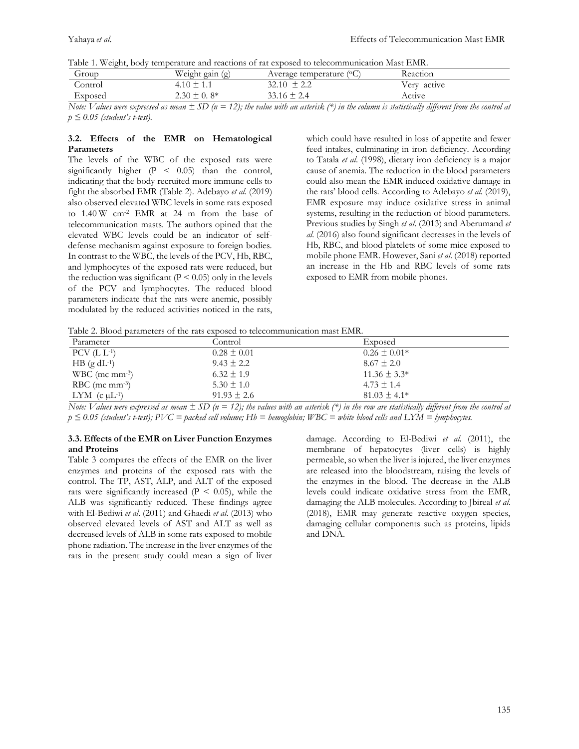Table 1. Weight, body temperature and reactions of rat exposed to telecommunication Mast EMR.

| Group | Weight gain (g) | Average temperature (°C) | Reaction |
|---|---|---|---|
| Control | $4.10 \pm 1.1$ | $32.10 \pm 2.2$ | Very active |
| Exposed | $2.30 \pm 0.8$* | $33.16 \pm 2.4$ | Active |

*Note: Values were expressed as mean ± SD (n = 12); the value with an asterisk (*) in the column is statistically different from the control at $p \leq 0.05$ (student's t-test).*

### 3.2. Effects of the EMR on Hematological Parameters

The levels of the WBC of the exposed rats were significantly higher ($P < 0.05$) than the control, indicating that the body recruited more immune cells to fight the absorbed EMR (Table 2). Adebayo *et al.* (2019) also observed elevated WBC levels in some rats exposed to 1.40 W $cm^{-2}$ EMR at 24 m from the base of telecommunication masts. The authors opined that the elevated WBC levels could be an indicator of self-defense mechanism against exposure to foreign bodies. In contrast to the WBC, the levels of the PCV, Hb, RBC, and lymphocytes of the exposed rats were reduced, but the reduction was significant ($P < 0.05$) only in the levels of the PCV and lymphocytes. The reduced blood parameters indicate that the rats were anemic, possibly modulated by the reduced activities noticed in the rats, which could have resulted in loss of appetite and fewer feed intakes, culminating in iron deficiency. According to Tatala *et al.* (1998), dietary iron deficiency is a major cause of anemia. The reduction in the blood parameters could also mean the EMR induced oxidative damage in the rats' blood cells. According to Adebayo *et al.* (2019), EMR exposure may induce oxidative stress in animal systems, resulting in the reduction of blood parameters. Previous studies by Singh *et al.* (2013) and Aberumand *et al.* (2016) also found significant decreases in the levels of Hb, RBC, and blood platelets of some mice exposed to mobile phone EMR. However, Sani *et al.* (2018) reported an increase in the Hb and RBC levels of some rats exposed to EMR from mobile phones.

Table 2. Blood parameters of the rats exposed to telecommunication mast EMR.

| Parameter | Control | Exposed |
|---|---|---|
| PCV ($L\,L^{-1}$) | $0.28 \pm 0.01$ | $0.26 \pm 0.01$* |
| HB ($g\,dL^{-1}$) | $9.43 \pm 2.2$ | $8.67 \pm 2.0$ |
| WBC ($mc\,mm^{-3}$) | $6.32 \pm 1.9$ | $11.36 \pm 3.3$* |
| RBC ($mc\,mm^{-3}$) | $5.30 \pm 1.0$ | $4.73 \pm 1.4$ |
| LYM ($c\,\mu L^{-1}$) | $91.93 \pm 2.6$ | $81.03 \pm 4.1$* |

*Note: Values were expressed as mean ± SD (n = 12); the values with an asterisk (*) in the row are statistically different from the control at $p \leq 0.05$ (student's t-test); PVC = packed cell volume; Hb = hemoglobin; WBC = white blood cells and LYM = lymphocytes.*

### 3.3. Effects of the EMR on Liver Function Enzymes and Proteins

Table 3 compares the effects of the EMR on the liver enzymes and proteins of the exposed rats with the control. The TP, AST, ALP, and ALT of the exposed rats were significantly increased ($P < 0.05$), while the ALB was significantly reduced. These findings agree with El-Bediwi *et al.* (2011) and Ghaedi *et al.* (2013) who observed elevated levels of AST and ALT as well as decreased levels of ALB in some rats exposed to mobile phone radiation. The increase in the liver enzymes of the rats in the present study could mean a sign of liver damage. According to El-Bediwi *et al.* (2011), the membrane of hepatocytes (liver cells) is highly permeable, so when the liver is injured, the liver enzymes are released into the bloodstream, raising the levels of the enzymes in the blood. The decrease in the ALB levels could indicate oxidative stress from the EMR, damaging the ALB molecules. According to Jbireal *et al.* (2018), EMR may generate reactive oxygen species, damaging cellular components such as proteins, lipids and DNA.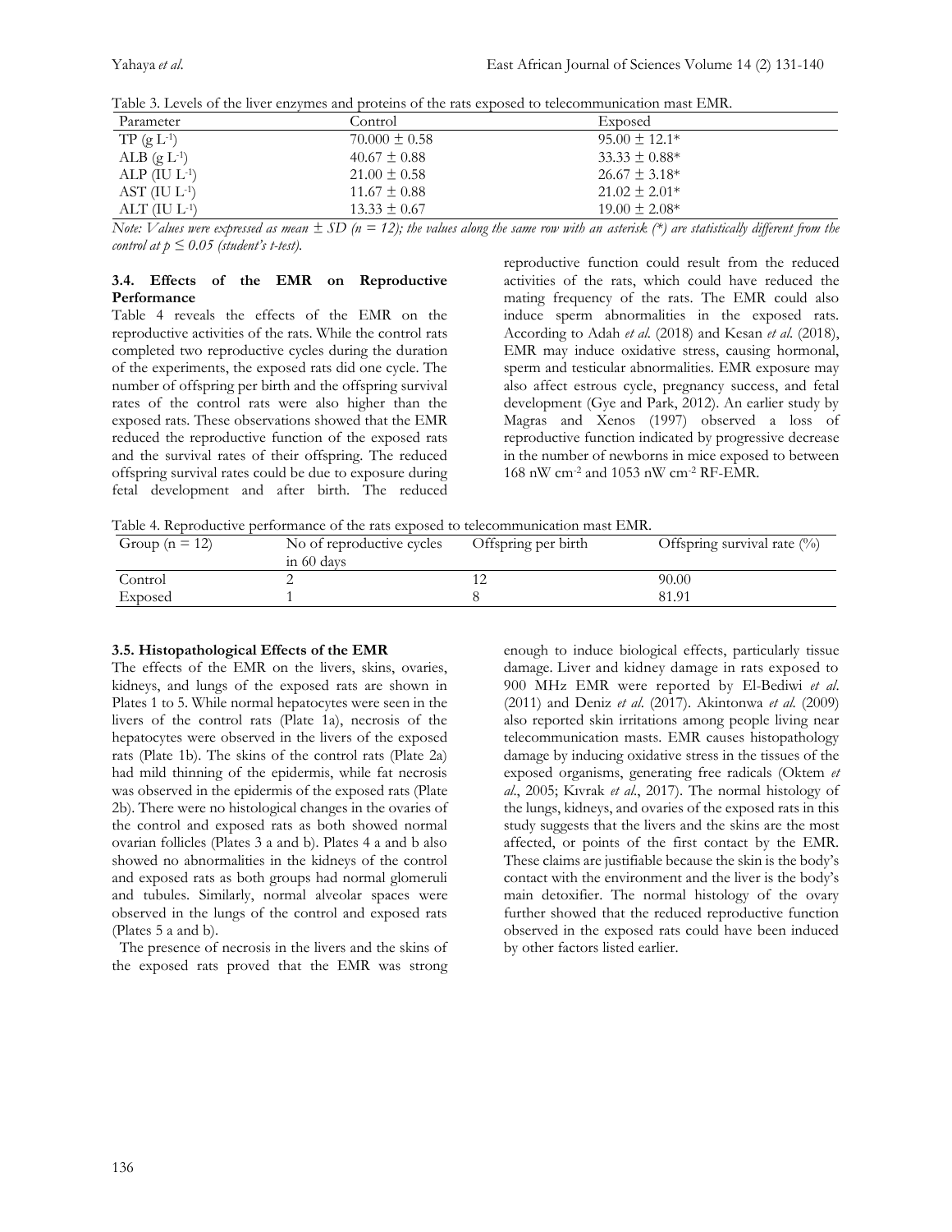Table 3. Levels of the liver enzymes and proteins of the rats exposed to telecommunication mast EMR.

| Parameter | Control | Exposed |
| --- | --- | --- |
| TP ($g\ L^{-1}$) | 70.000 ± 0.58 | 95.00 ± 12.1* |
| ALB ($g\ L^{-1}$) | 40.67 ± 0.88 | 33.33 ± 0.88* |
| ALP ($IU\ L^{-1}$) | 21.00 ± 0.58 | 26.67 ± 3.18* |
| AST ($IU\ L^{-1}$) | 11.67 ± 0.88 | 21.02 ± 2.01* |
| ALT ($IU\ L^{-1}$) | 13.33 ± 0.67 | 19.00 ± 2.08* |

*Note: Values were expressed as mean ± SD (n = 12); the values along the same row with an asterisk (*) are statistically different from the control at $p \leq 0.05$ (student's t-test).*

### 3.4. Effects of the EMR on Reproductive Performance

Table 4 reveals the effects of the EMR on the reproductive activities of the rats. While the control rats completed two reproductive cycles during the duration of the experiments, the exposed rats did one cycle. The number of offspring per birth and the offspring survival rates of the control rats were also higher than the exposed rats. These observations showed that the EMR reduced the reproductive function of the exposed rats and the survival rates of their offspring. The reduced offspring survival rates could be due to exposure during fetal development and after birth. The reduced reproductive function could result from the reduced activities of the rats, which could have reduced the mating frequency of the rats. The EMR could also induce sperm abnormalities in the exposed rats. According to Adah *et al.* (2018) and Kesan *et al.* (2018), EMR may induce oxidative stress, causing hormonal, sperm and testicular abnormalities. EMR exposure may also affect estrous cycle, pregnancy success, and fetal development (Gye and Park, 2012). An earlier study by Magras and Xenos (1997) observed a loss of reproductive function indicated by progressive decrease in the number of newborns in mice exposed to between 168 nW $cm^{-2}$ and 1053 nW $cm^{-2}$ RF-EMR.

Table 4. Reproductive performance of the rats exposed to telecommunication mast EMR.

| Group (n = 12) | No of reproductive cycles in 60 days | Offspring per birth | Offspring survival rate (%) |
| --- | --- | --- | --- |
| Control | 2 | 12 | 90.00 |
| Exposed | 1 | 8 | 81.91 |

### 3.5. Histopathological Effects of the EMR

The effects of the EMR on the livers, skins, ovaries, kidneys, and lungs of the exposed rats are shown in Plates 1 to 5. While normal hepatocytes were seen in the livers of the control rats (Plate 1a), necrosis of the hepatocytes were observed in the livers of the exposed rats (Plate 1b). The skins of the control rats (Plate 2a) had mild thinning of the epidermis, while fat necrosis was observed in the epidermis of the exposed rats (Plate 2b). There were no histological changes in the ovaries of the control and exposed rats as both showed normal ovarian follicles (Plates 3 a and b). Plates 4 a and b also showed no abnormalities in the kidneys of the control and exposed rats as both groups had normal glomeruli and tubules. Similarly, normal alveolar spaces were observed in the lungs of the control and exposed rats (Plates 5 a and b).

The presence of necrosis in the livers and the skins of the exposed rats proved that the EMR was strong enough to induce biological effects, particularly tissue damage. Liver and kidney damage in rats exposed to 900 MHz EMR were reported by El-Bediwi *et al.* (2011) and Deniz *et al.* (2017). Akintonwa *et al.* (2009) also reported skin irritations among people living near telecommunication masts. EMR causes histopathology damage by inducing oxidative stress in the tissues of the exposed organisms, generating free radicals (Oktem *et al.*, 2005; Kıvrak *et al.*, 2017). The normal histology of the lungs, kidneys, and ovaries of the exposed rats in this study suggests that the livers and the skins are the most affected, or points of the first contact by the EMR. These claims are justifiable because the skin is the body's contact with the environment and the liver is the body's main detoxifier. The normal histology of the ovary further showed that the reduced reproductive function observed in the exposed rats could have been induced by other factors listed earlier.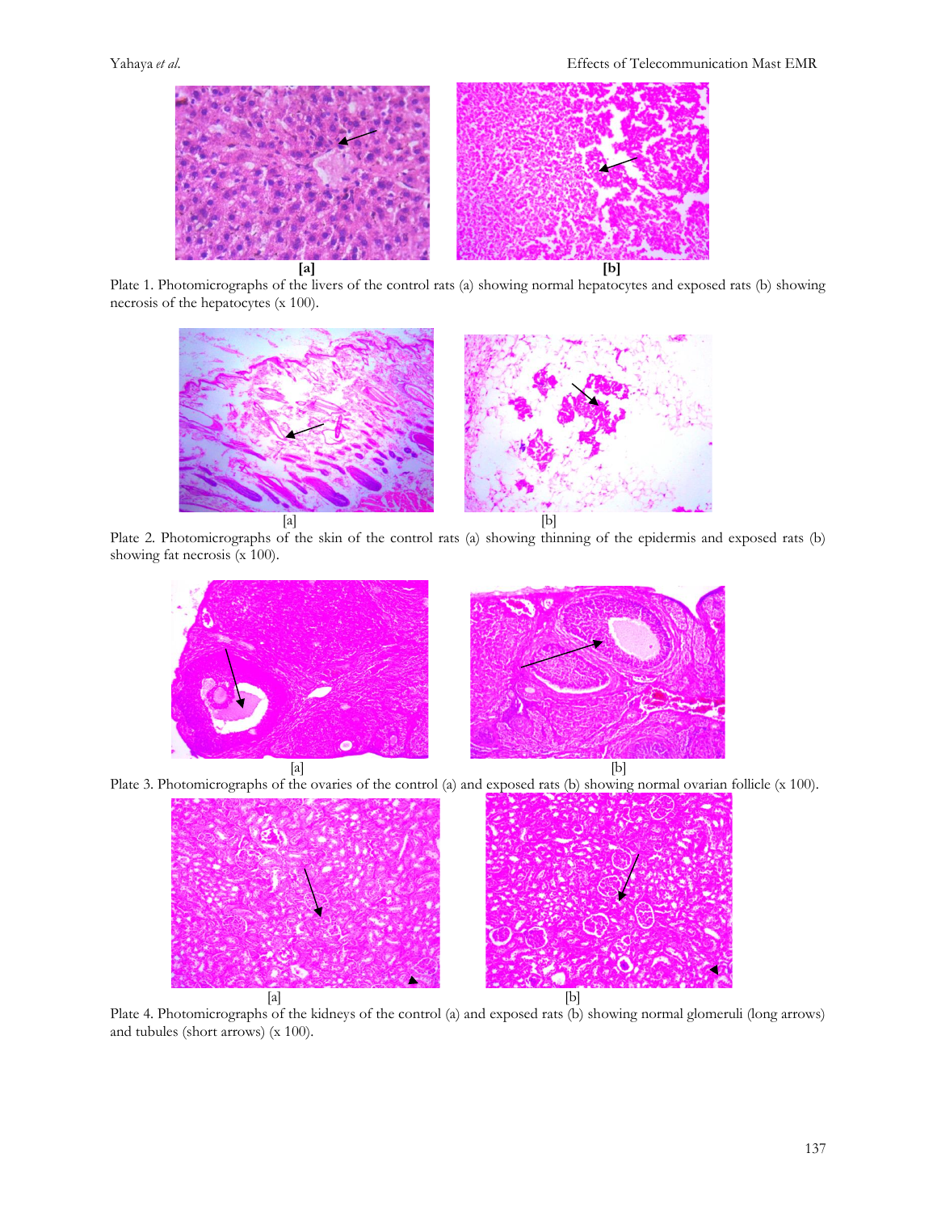[a] [b]

Plate 1. Photomicrographs of the livers of the control rats (a) showing normal hepatocytes and exposed rats (b) showing necrosis of the hepatocytes (x 100).

[a] [b]

Plate 2. Photomicrographs of the skin of the control rats (a) showing thinning of the epidermis and exposed rats (b) showing fat necrosis (x 100).

[a] [b]

Plate 3. Photomicrographs of the ovaries of the control (a) and exposed rats (b) showing normal ovarian follicle (x 100).

[a] [b]

Plate 4. Photomicrographs of the kidneys of the control (a) and exposed rats (b) showing normal glomeruli (long arrows) and tubules (short arrows) (x 100).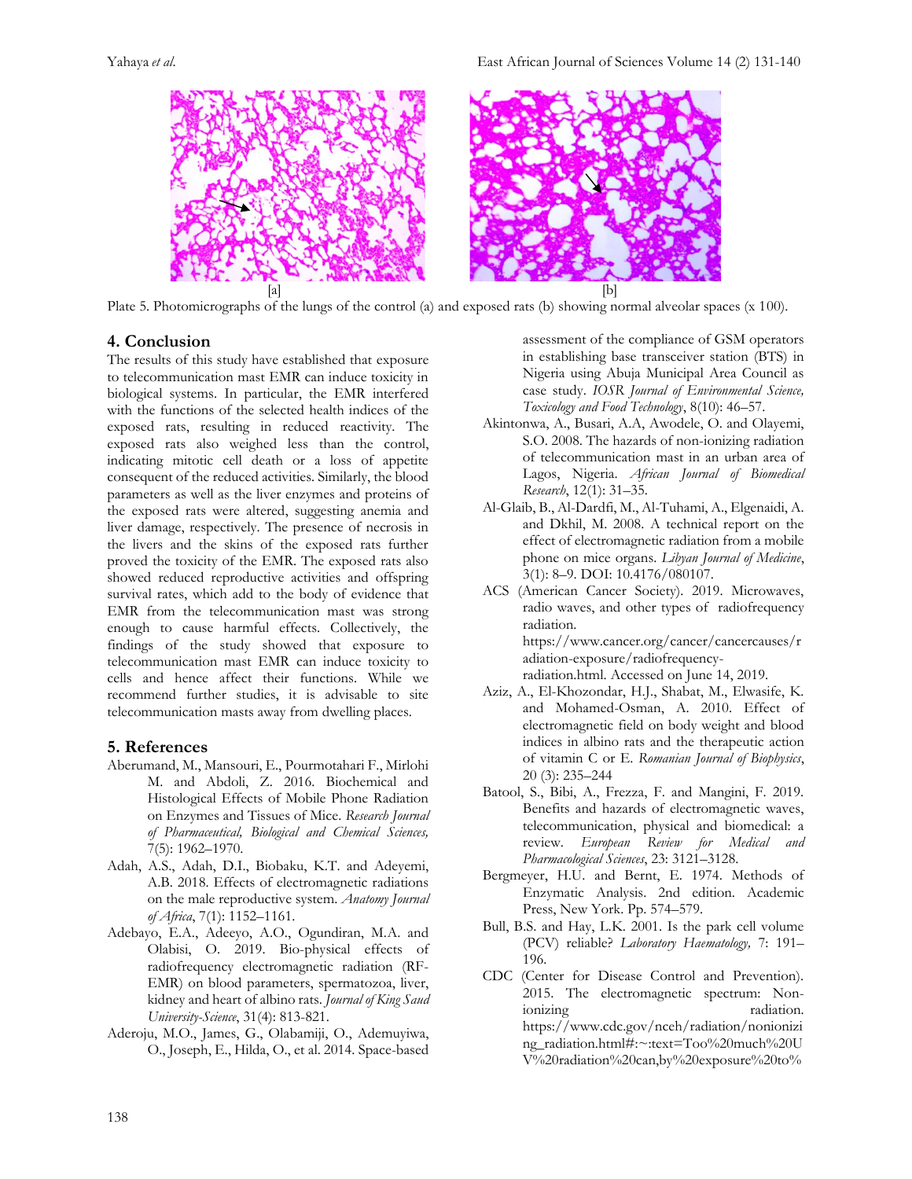[a] [b]

Plate 5. Photomicrographs of the lungs of the control (a) and exposed rats (b) showing normal alveolar spaces (x 100).

## 4. Conclusion

The results of this study have established that exposure to telecommunication mast EMR can induce toxicity in biological systems. In particular, the EMR interfered with the functions of the selected health indices of the exposed rats, resulting in reduced reactivity. The exposed rats also weighed less than the control, indicating mitotic cell death or a loss of appetite consequent of the reduced activities. Similarly, the blood parameters as well as the liver enzymes and proteins of the exposed rats were altered, suggesting anemia and liver damage, respectively. The presence of necrosis in the livers and the skins of the exposed rats further proved the toxicity of the EMR. The exposed rats also showed reduced reproductive activities and offspring survival rates, which add to the body of evidence that EMR from the telecommunication mast was strong enough to cause harmful effects. Collectively, the findings of the study showed that exposure to telecommunication mast EMR can induce toxicity to cells and hence affect their functions. While we recommend further studies, it is advisable to site telecommunication masts away from dwelling places.

## 5. References

Aberumand, M., Mansouri, E., Pourmotahari F., Mirlohi M. and Abdoli, Z. 2016. Biochemical and Histological Effects of Mobile Phone Radiation on Enzymes and Tissues of Mice. *Research Journal of Pharmaceutical, Biological and Chemical Sciences,* 7(5): 1962–1970.

Adah, A.S., Adah, D.I., Biobaku, K.T. and Adeyemi, A.B. 2018. Effects of electromagnetic radiations on the male reproductive system. *Anatomy Journal of Africa*, 7(1): 1152–1161.

Adebayo, E.A., Adeeyo, A.O., Ogundiran, M.A. and Olabisi, O. 2019. Bio-physical effects of radiofrequency electromagnetic radiation (RF-EMR) on blood parameters, spermatozoa, liver, kidney and heart of albino rats. *Journal of King Saud University-Science*, 31(4): 813-821.

Aderoju, M.O., James, G., Olabamiji, O., Ademuyiwa, O., Joseph, E., Hilda, O., et al. 2014. Space-based assessment of the compliance of GSM operators in establishing base transceiver station (BTS) in Nigeria using Abuja Municipal Area Council as case study. *IOSR Journal of Environmental Science, Toxicology and Food Technology*, 8(10): 46–57.

Akintonwa, A., Busari, A.A, Awodele, O. and Olayemi, S.O. 2008. The hazards of non-ionizing radiation of telecommunication mast in an urban area of Lagos, Nigeria. *African Journal of Biomedical Research*, 12(1): 31–35.

Al-Glaib, B., Al-Dardfi, M., Al-Tuhami, A., Elgenaidi, A. and Dkhil, M. 2008. A technical report on the effect of electromagnetic radiation from a mobile phone on mice organs. *Libyan Journal of Medicine*, 3(1): 8–9. DOI: 10.4176/080107.

ACS (American Cancer Society). 2019. Microwaves, radio waves, and other types of radiofrequency radiation. https://www.cancer.org/cancer/cancercauses/radiation-exposure/radiofrequency-radiation.html. Accessed on June 14, 2019.

Aziz, A., El-Khozondar, H.J., Shabat, M., Elwasife, K. and Mohamed-Osman, A. 2010. Effect of electromagnetic field on body weight and blood indices in albino rats and the therapeutic action of vitamin C or E. *Romanian Journal of Biophysics*, 20 (3): 235–244

Batool, S., Bibi, A., Frezza, F. and Mangini, F. 2019. Benefits and hazards of electromagnetic waves, telecommunication, physical and biomedical: a review. *European Review for Medical and Pharmacological Sciences*, 23: 3121–3128.

Bergmeyer, H.U. and Bernt, E. 1974. Methods of Enzymatic Analysis. 2nd edition. Academic Press, New York. Pp. 574–579.

Bull, B.S. and Hay, L.K. 2001. Is the park cell volume (PCV) reliable? *Laboratory Haematology,* 7: 191–196.

CDC (Center for Disease Control and Prevention). 2015. The electromagnetic spectrum: Non-ionizing radiation. https://www.cdc.gov/nceh/radiation/nonionizing_radiation.html#:~:text=Too%20much%20UV%20radiation%20can,by%20exposure%20to%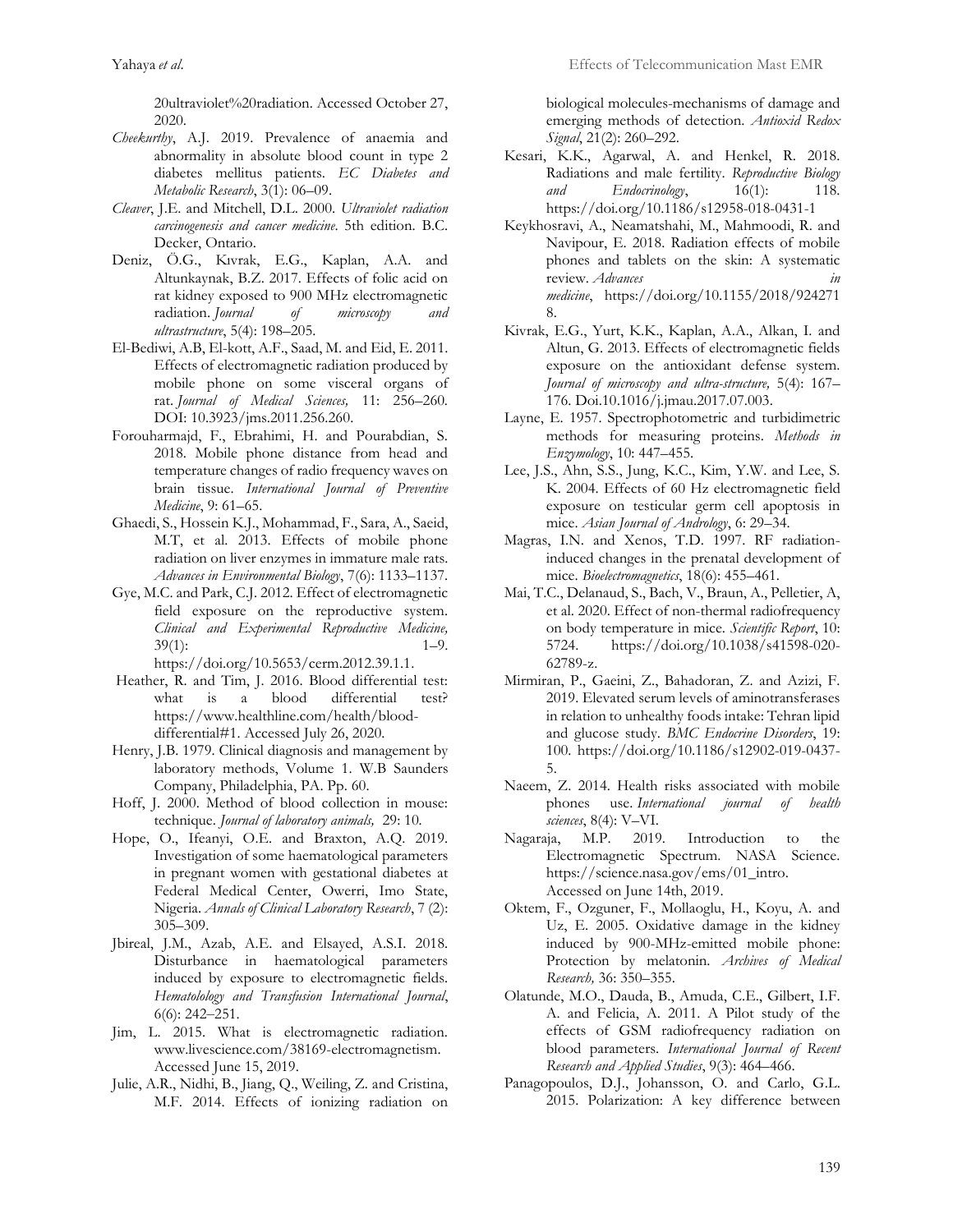20ultraviolet%20radiation. Accessed October 27, 2020.

*Cheekurthy*, A.J. 2019. Prevalence of anaemia and abnormality in absolute blood count in type 2 diabetes mellitus patients. *EC Diabetes and Metabolic Research*, 3(1): 06–09.

*Cleaver*, J.E. and Mitchell, D.L. 2000. *Ultraviolet radiation carcinogenesis and cancer medicine*. 5th edition. B.C. Decker, Ontario.

Deniz, Ö.G., Kıvrak, E.G., Kaplan, A.A. and Altunkaynak, B.Z. 2017. Effects of folic acid on rat kidney exposed to 900 MHz electromagnetic radiation. *Journal of microscopy and ultrastructure*, 5(4): 198–205.

El-Bediwi, A.B, El-kott, A.F., Saad, M. and Eid, E. 2011. Effects of electromagnetic radiation produced by mobile phone on some visceral organs of rat. *Journal of Medical Sciences,* 11: 256–260. DOI: 10.3923/jms.2011.256.260.

Forouharmajd, F., Ebrahimi, H. and Pourabdian, S. 2018. Mobile phone distance from head and temperature changes of radio frequency waves on brain tissue. *International Journal of Preventive Medicine*, 9: 61–65.

Ghaedi, S., Hossein K.J., Mohammad, F., Sara, A., Saeid, M.T, et al. 2013. Effects of mobile phone radiation on liver enzymes in immature male rats. *Advances in Environmental Biology*, 7(6): 1133–1137.

Gye, M.C. and Park, C.J. 2012. Effect of electromagnetic field exposure on the reproductive system. *Clinical and Experimental Reproductive Medicine,* 39(1): 1–9. https://doi.org/10.5653/cerm.2012.39.1.1.

Heather, R. and Tim, J. 2016. Blood differential test: what is a blood differential test? https://www.healthline.com/health/blood-differential#1. Accessed July 26, 2020.

Henry, J.B. 1979. Clinical diagnosis and management by laboratory methods, Volume 1. W.B Saunders Company, Philadelphia, PA. Pp. 60.

Hoff, J. 2000. Method of blood collection in mouse: technique. *Journal of laboratory animals,* 29: 10.

Hope, O., Ifeanyi, O.E. and Braxton, A.Q. 2019. Investigation of some haematological parameters in pregnant women with gestational diabetes at Federal Medical Center, Owerri, Imo State, Nigeria. *Annals of Clinical Laboratory Research*, 7 (2): 305–309.

Jbireal, J.M., Azab, A.E. and Elsayed, A.S.I. 2018. Disturbance in haematological parameters induced by exposure to electromagnetic fields. *Hematolology and Transfusion International Journal*, 6(6): 242–251.

Jim, L. 2015. What is electromagnetic radiation. www.livescience.com/38169-electromagnetism. Accessed June 15, 2019.

Julie, A.R., Nidhi, B., Jiang, Q., Weiling, Z. and Cristina, M.F. 2014. Effects of ionizing radiation on biological molecules-mechanisms of damage and emerging methods of detection. *Antioxid Redox Signal*, 21(2): 260–292.

Kesari, K.K., Agarwal, A. and Henkel, R. 2018. Radiations and male fertility. *Reproductive Biology and Endocrinology*, 16(1): 118. https://doi.org/10.1186/s12958-018-0431-1

Keykhosravi, A., Neamatshahi, M., Mahmoodi, R. and Navipour, E. 2018. Radiation effects of mobile phones and tablets on the skin: A systematic review. *Advances in medicine*, https://doi.org/10.1155/2018/9242718.

Kivrak, E.G., Yurt, K.K., Kaplan, A.A., Alkan, I. and Altun, G. 2013. Effects of electromagnetic fields exposure on the antioxidant defense system. *Journal of microscopy and ultra-structure,* 5(4): 167–176. Doi.10.1016/j.jmau.2017.07.003.

Layne, E. 1957. Spectrophotometric and turbidimetric methods for measuring proteins. *Methods in Enzymology*, 10: 447–455.

Lee, J.S., Ahn, S.S., Jung, K.C., Kim, Y.W. and Lee, S. K. 2004. Effects of 60 Hz electromagnetic field exposure on testicular germ cell apoptosis in mice. *Asian Journal of Andrology*, 6: 29–34.

Magras, I.N. and Xenos, T.D. 1997. RF radiation-induced changes in the prenatal development of mice. *Bioelectromagnetics*, 18(6): 455–461.

Mai, T.C., Delanaud, S., Bach, V., Braun, A., Pelletier, A, et al. 2020. Effect of non-thermal radiofrequency on body temperature in mice. *Scientific Report*, 10: 5724. https://doi.org/10.1038/s41598-020-62789-z.

Mirmiran, P., Gaeini, Z., Bahadoran, Z. and Azizi, F. 2019. Elevated serum levels of aminotransferases in relation to unhealthy foods intake: Tehran lipid and glucose study. *BMC Endocrine Disorders*, 19: 100. https://doi.org/10.1186/s12902-019-0437-5.

Naeem, Z. 2014. Health risks associated with mobile phones use. *International journal of health sciences*, 8(4): V–VI.

Nagaraja, M.P. 2019. Introduction to the Electromagnetic Spectrum. NASA Science. https://science.nasa.gov/ems/01_intro. Accessed on June 14th, 2019.

Oktem, F., Ozguner, F., Mollaoglu, H., Koyu, A. and Uz, E. 2005. Oxidative damage in the kidney induced by 900-MHz-emitted mobile phone: Protection by melatonin. *Archives of Medical Research,* 36: 350–355.

Olatunde, M.O., Dauda, B., Amuda, C.E., Gilbert, I.F. A. and Felicia, A. 2011. A Pilot study of the effects of GSM radiofrequency radiation on blood parameters. *International Journal of Recent Research and Applied Studies*, 9(3): 464–466.

Panagopoulos, D.J., Johansson, O. and Carlo, G.L. 2015. Polarization: A key difference between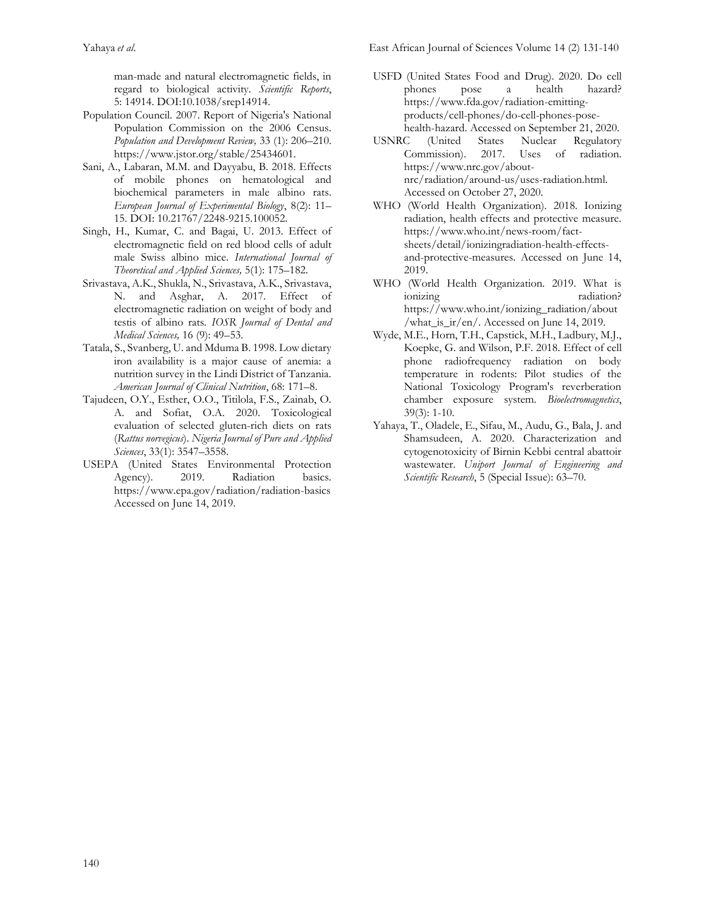man-made and natural electromagnetic fields, in regard to biological activity. *Scientific Reports*, 5: 14914. DOI:10.1038/srep14914.

Population Council. 2007. Report of Nigeria's National Population Commission on the 2006 Census. *Population and Development Review,* 33 (1): 206–210. https://www.jstor.org/stable/25434601.

Sani, A., Labaran, M.M. and Dayyabu, B. 2018. Effects of mobile phones on hematological and biochemical parameters in male albino rats. *European Journal of Experimental Biology*, 8(2): 11–15. DOI: 10.21767/2248-9215.100052.

Singh, H., Kumar, C. and Bagai, U. 2013. Effect of electromagnetic field on red blood cells of adult male Swiss albino mice. *International Journal of Theoretical and Applied Sciences,* 5(1): 175–182.

Srivastava, A.K., Shukla, N., Srivastava, A.K., Srivastava, N. and Asghar, A. 2017. Effect of electromagnetic radiation on weight of body and testis of albino rats. *IOSR Journal of Dental and Medical Sciences,* 16 (9): 49–53.

Tatala, S., Svanberg, U. and Mduma B. 1998. Low dietary iron availability is a major cause of anemia: a nutrition survey in the Lindi District of Tanzania. *American Journal of Clinical Nutrition*, 68: 171–8.

Tajudeen, O.Y., Esther, O.O., Titilola, F.S., Zainab, O. A. and Sofiat, O.A. 2020. Toxicological evaluation of selected gluten-rich diets on rats (*Rattus norvegicus*). *Nigeria Journal of Pure and Applied Sciences*, 33(1): 3547–3558.

USEPA (United States Environmental Protection Agency). 2019. Radiation basics. https://www.epa.gov/radiation/radiation-basics Accessed on June 14, 2019.

USFD (United States Food and Drug). 2020. Do cell phones pose a health hazard? https://www.fda.gov/radiation-emitting-products/cell-phones/do-cell-phones-pose-health-hazard. Accessed on September 21, 2020.

USNRC (United States Nuclear Regulatory Commission). 2017. Uses of radiation. https://www.nrc.gov/about-nrc/radiation/around-us/uses-radiation.html. Accessed on October 27, 2020.

WHO (World Health Organization). 2018. Ionizing radiation, health effects and protective measure. https://www.who.int/news-room/fact-sheets/detail/ionizingradiation-health-effects-and-protective-measures. Accessed on June 14, 2019.

WHO (World Health Organization. 2019. What is ionizing radiation? https://www.who.int/ionizing_radiation/about/what_is_ir/en/. Accessed on June 14, 2019.

Wyde, M.E., Horn, T.H., Capstick, M.H., Ladbury, M.J., Koepke, G. and Wilson, P.F. 2018. Effect of cell phone radiofrequency radiation on body temperature in rodents: Pilot studies of the National Toxicology Program's reverberation chamber exposure system. *Bioelectromagnetics*, 39(3): 1-10.

Yahaya, T., Oladele, E., Sifau, M., Audu, G., Bala, J. and Shamsudeen, A. 2020. Characterization and cytogenotoxicity of Birnin Kebbi central abattoir wastewater. *Uniport Journal of Engineering and Scientific Research*, 5 (Special Issue): 63–70.